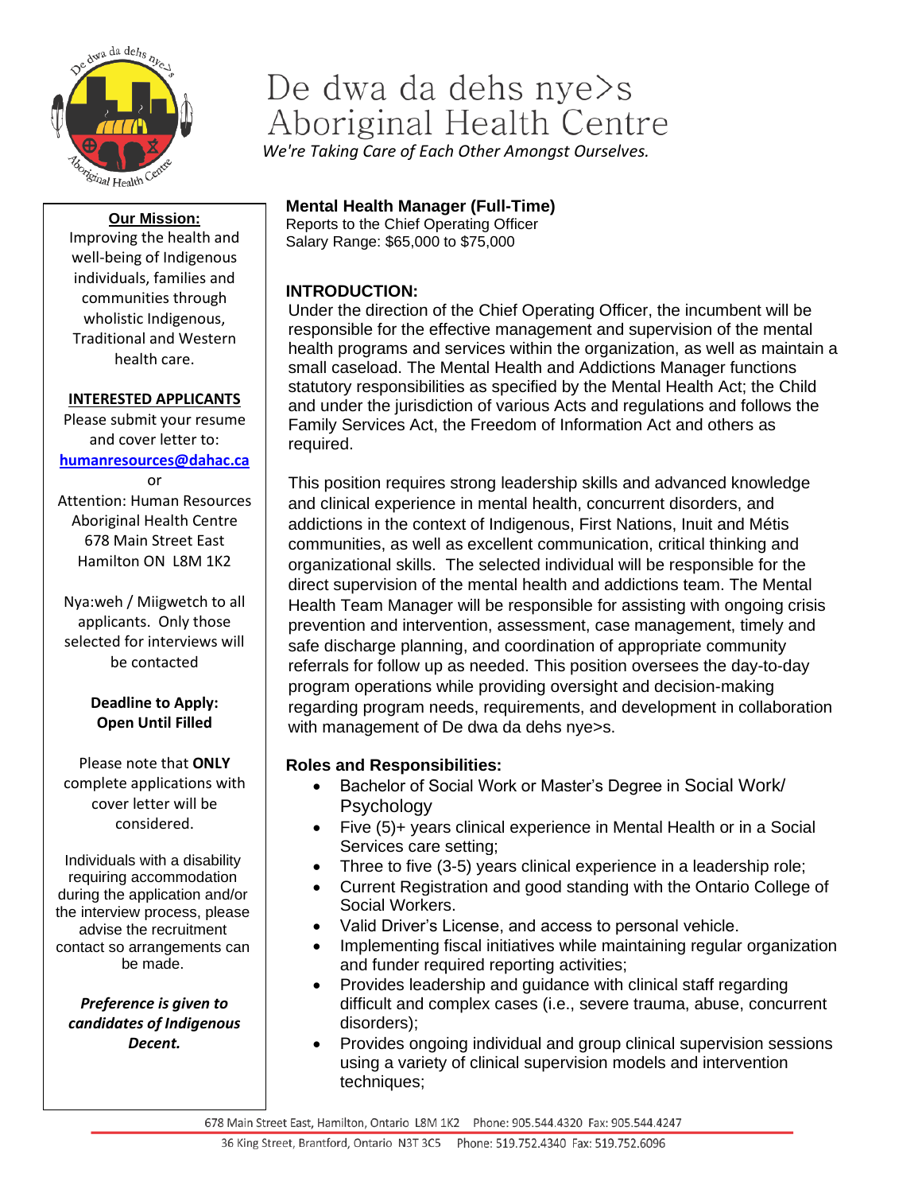# De dwa da dehs nye>s Aboriginal Health Centre

*We're Taking Care of Each Other Amongst Ourselves.*

**Our Mission:**
Improving the health and well-being of Indigenous individuals, families and communities through wholistic Indigenous, Traditional and Western health care.

**INTERESTED APPLICANTS**
Please submit your resume and cover letter to:
**humanresources@dahac.ca**
or
Attention: Human Resources
Aboriginal Health Centre
678 Main Street East
Hamilton ON L8M 1K2

Nya:weh / Miigwetch to all applicants. Only those selected for interviews will be contacted

**Deadline to Apply:**
**Open Until Filled**

Please note that **ONLY** complete applications with cover letter will be considered.

Individuals with a disability requiring accommodation during the application and/or the interview process, please advise the recruitment contact so arrangements can be made.

***Preference is given to candidates of Indigenous Decent.***

## Mental Health Manager (Full-Time)

Reports to the Chief Operating Officer
Salary Range: $65,000 to $75,000

### INTRODUCTION:

Under the direction of the Chief Operating Officer, the incumbent will be responsible for the effective management and supervision of the mental health programs and services within the organization, as well as maintain a small caseload. The Mental Health and Addictions Manager functions statutory responsibilities as specified by the Mental Health Act; the Child and under the jurisdiction of various Acts and regulations and follows the Family Services Act, the Freedom of Information Act and others as required.

This position requires strong leadership skills and advanced knowledge and clinical experience in mental health, concurrent disorders, and addictions in the context of Indigenous, First Nations, Inuit and Métis communities, as well as excellent communication, critical thinking and organizational skills. The selected individual will be responsible for the direct supervision of the mental health and addictions team. The Mental Health Team Manager will be responsible for assisting with ongoing crisis prevention and intervention, assessment, case management, timely and safe discharge planning, and coordination of appropriate community referrals for follow up as needed. This position oversees the day-to-day program operations while providing oversight and decision-making regarding program needs, requirements, and development in collaboration with management of De dwa da dehs nye>s.

### Roles and Responsibilities:

- Bachelor of Social Work or Master's Degree in Social Work/ Psychology
- Five (5)+ years clinical experience in Mental Health or in a Social Services care setting;
- Three to five (3-5) years clinical experience in a leadership role;
- Current Registration and good standing with the Ontario College of Social Workers.
- Valid Driver's License, and access to personal vehicle.
- Implementing fiscal initiatives while maintaining regular organization and funder required reporting activities;
- Provides leadership and guidance with clinical staff regarding difficult and complex cases (i.e., severe trauma, abuse, concurrent disorders);
- Provides ongoing individual and group clinical supervision sessions using a variety of clinical supervision models and intervention techniques;

678 Main Street East, Hamilton, Ontario L8M 1K2 Phone: 905.544.4320 Fax: 905.544.4247
36 King Street, Brantford, Ontario N3T 3C5 Phone: 519.752.4340 Fax: 519.752.6096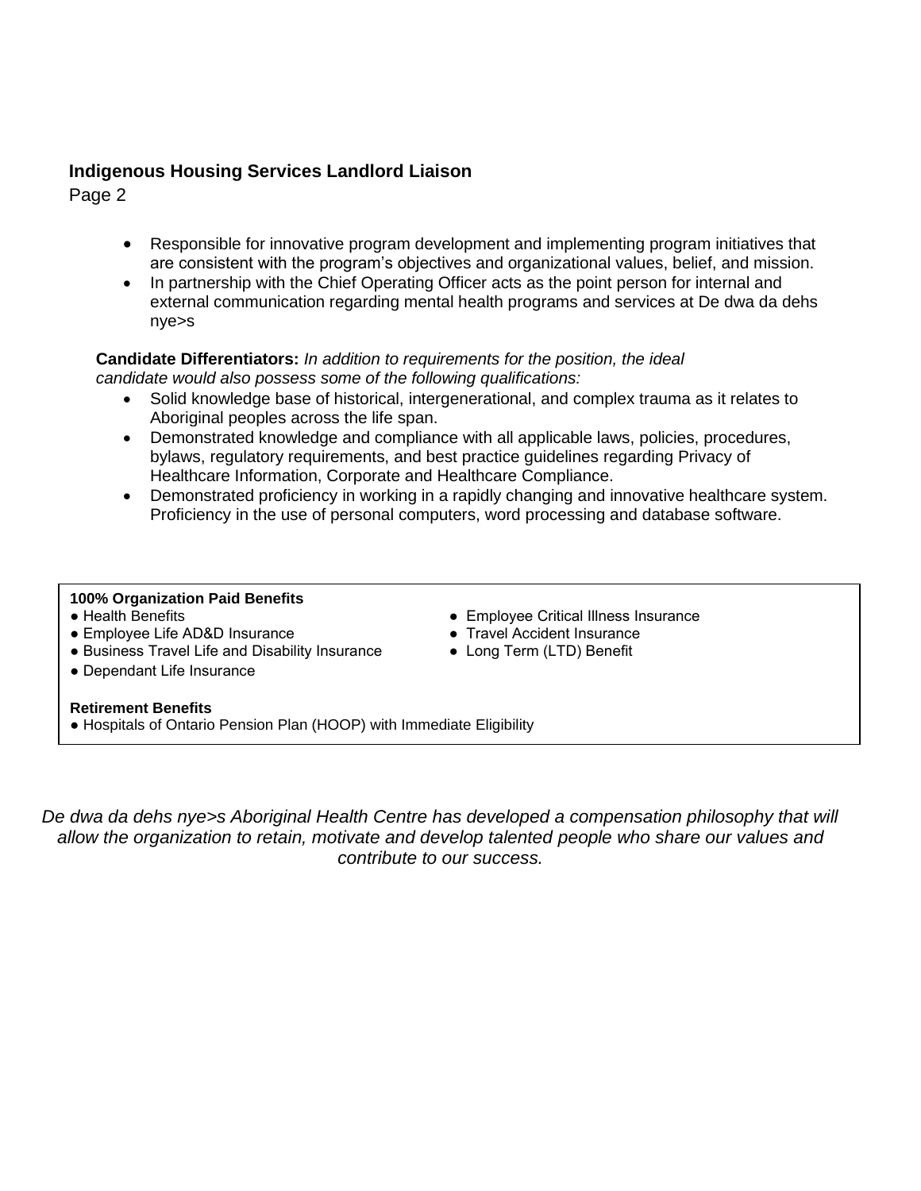- Responsible for innovative program development and implementing program initiatives that are consistent with the program's objectives and organizational values, belief, and mission.
- In partnership with the Chief Operating Officer acts as the point person for internal and external communication regarding mental health programs and services at De dwa da dehs nye>s

**Candidate Differentiators:** *In addition to requirements for the position, the ideal candidate would also possess some of the following qualifications:*

- Solid knowledge base of historical, intergenerational, and complex trauma as it relates to Aboriginal peoples across the life span.
- Demonstrated knowledge and compliance with all applicable laws, policies, procedures, bylaws, regulatory requirements, and best practice guidelines regarding Privacy of Healthcare Information, Corporate and Healthcare Compliance.
- Demonstrated proficiency in working in a rapidly changing and innovative healthcare system. Proficiency in the use of personal computers, word processing and database software.

**100% Organization Paid Benefits**

- Health Benefits
- Employee Life AD&D Insurance
- Business Travel Life and Disability Insurance
- Dependant Life Insurance
- Employee Critical Illness Insurance
- Travel Accident Insurance
- Long Term (LTD) Benefit

**Retirement Benefits**

- Hospitals of Ontario Pension Plan (HOOP) with Immediate Eligibility

*De dwa da dehs nye>s Aboriginal Health Centre has developed a compensation philosophy that will allow the organization to retain, motivate and develop talented people who share our values and contribute to our success.*